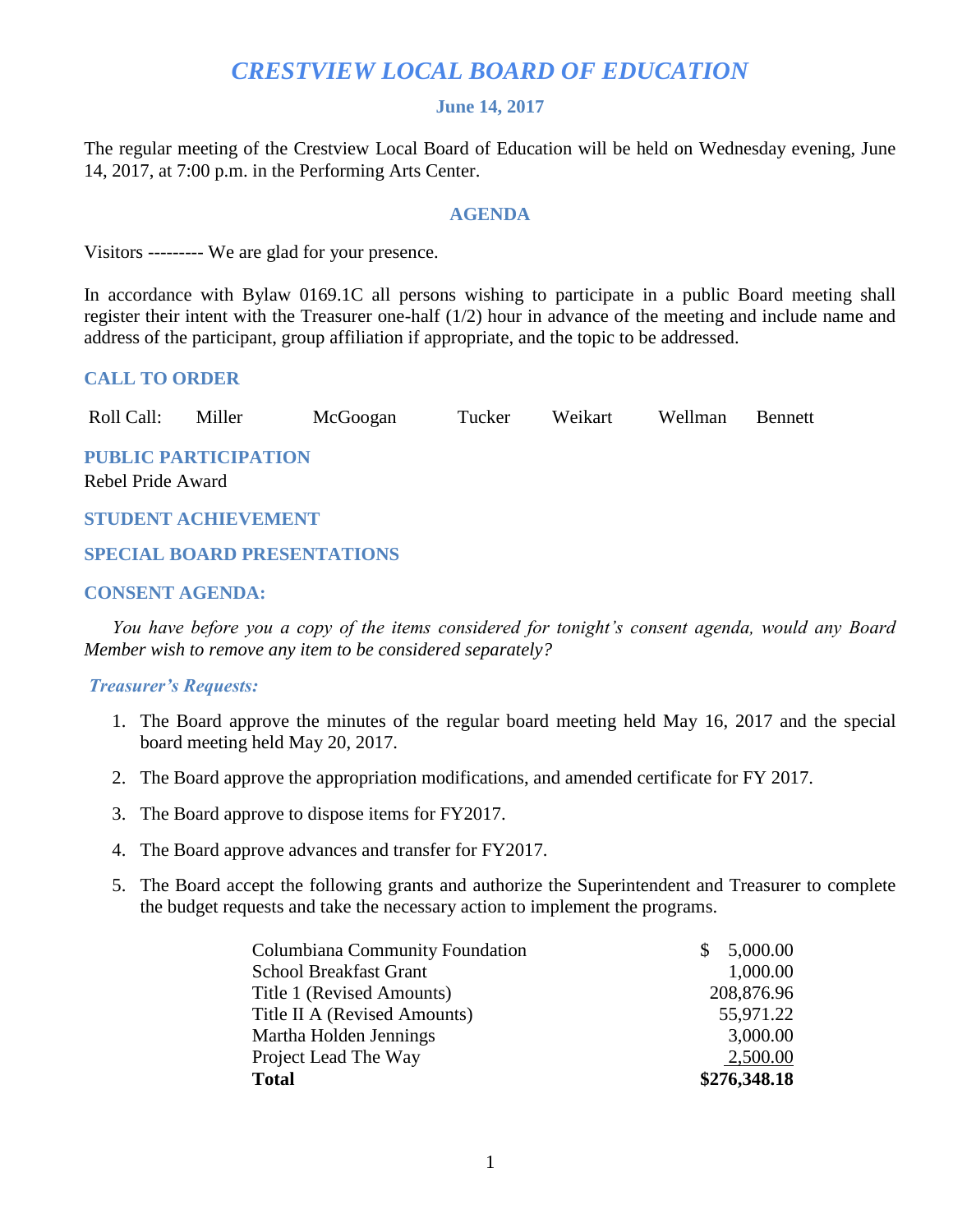# *CRESTVIEW LOCAL BOARD OF EDUCATION*

### June 14, 2017

The regular meeting of the Crestview Local Board of Education will be held on Wednesday evening, June 14, 2017, at 7:00 p.m. in the Performing Arts Center.

### AGENDA

Visitors --------- We are glad for your presence.

In accordance with Bylaw 0169.1C all persons wishing to participate in a public Board meeting shall register their intent with the Treasurer one-half (1/2) hour in advance of the meeting and include name and address of the participant, group affiliation if appropriate, and the topic to be addressed.

### CALL TO ORDER

Roll Call: Miller McGoogan Tucker Weikart Wellman Bennett

### PUBLIC PARTICIPATION

Rebel Pride Award

### STUDENT ACHIEVEMENT

### SPECIAL BOARD PRESENTATIONS

### CONSENT AGENDA:

*You have before you a copy of the items considered for tonight's consent agenda, would any Board Member wish to remove any item to be considered separately?*

***Treasurer's Requests:***

1. The Board approve the minutes of the regular board meeting held May 16, 2017 and the special board meeting held May 20, 2017.

2. The Board approve the appropriation modifications, and amended certificate for FY 2017.

3. The Board approve to dispose items for FY2017.

4. The Board approve advances and transfer for FY2017.

5. The Board accept the following grants and authorize the Superintendent and Treasurer to complete the budget requests and take the necessary action to implement the programs.

| | |
|---|---|
| Columbiana Community Foundation | $ 5,000.00 |
| School Breakfast Grant | 1,000.00 |
| Title 1 (Revised Amounts) | 208,876.96 |
| Title II A (Revised Amounts) | 55,971.22 |
| Martha Holden Jennings | 3,000.00 |
| Project Lead The Way | 2,500.00 |
| **Total** | **$276,348.18** |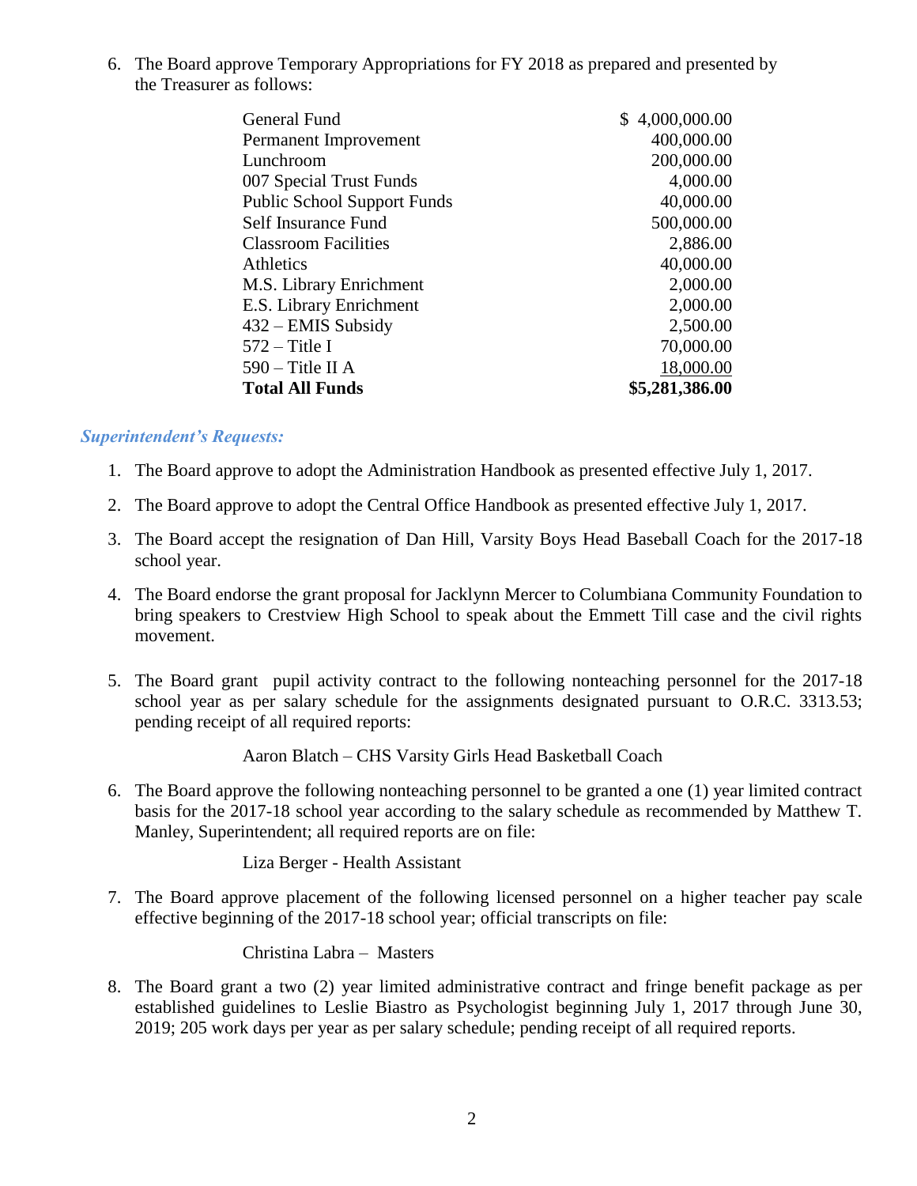6. The Board approve Temporary Appropriations for FY 2018 as prepared and presented by the Treasurer as follows:

| | |
|---|---:|
| General Fund | $ 4,000,000.00 |
| Permanent Improvement | 400,000.00 |
| Lunchroom | 200,000.00 |
| 007 Special Trust Funds | 4,000.00 |
| Public School Support Funds | 40,000.00 |
| Self Insurance Fund | 500,000.00 |
| Classroom Facilities | 2,886.00 |
| Athletics | 40,000.00 |
| M.S. Library Enrichment | 2,000.00 |
| E.S. Library Enrichment | 2,000.00 |
| 432 – EMIS Subsidy | 2,500.00 |
| 572 – Title I | 70,000.00 |
| 590 – Title II A | 18,000.00 |
| **Total All Funds** | **$5,281,386.00** |

***Superintendent's Requests:***

1. The Board approve to adopt the Administration Handbook as presented effective July 1, 2017.
2. The Board approve to adopt the Central Office Handbook as presented effective July 1, 2017.
3. The Board accept the resignation of Dan Hill, Varsity Boys Head Baseball Coach for the 2017-18 school year.
4. The Board endorse the grant proposal for Jacklynn Mercer to Columbiana Community Foundation to bring speakers to Crestview High School to speak about the Emmett Till case and the civil rights movement.
5. The Board grant pupil activity contract to the following nonteaching personnel for the 2017-18 school year as per salary schedule for the assignments designated pursuant to O.R.C. 3313.53; pending receipt of all required reports:

   Aaron Blatch – CHS Varsity Girls Head Basketball Coach

6. The Board approve the following nonteaching personnel to be granted a one (1) year limited contract basis for the 2017-18 school year according to the salary schedule as recommended by Matthew T. Manley, Superintendent; all required reports are on file:

   Liza Berger - Health Assistant

7. The Board approve placement of the following licensed personnel on a higher teacher pay scale effective beginning of the 2017-18 school year; official transcripts on file:

   Christina Labra – Masters

8. The Board grant a two (2) year limited administrative contract and fringe benefit package as per established guidelines to Leslie Biastro as Psychologist beginning July 1, 2017 through June 30, 2019; 205 work days per year as per salary schedule; pending receipt of all required reports.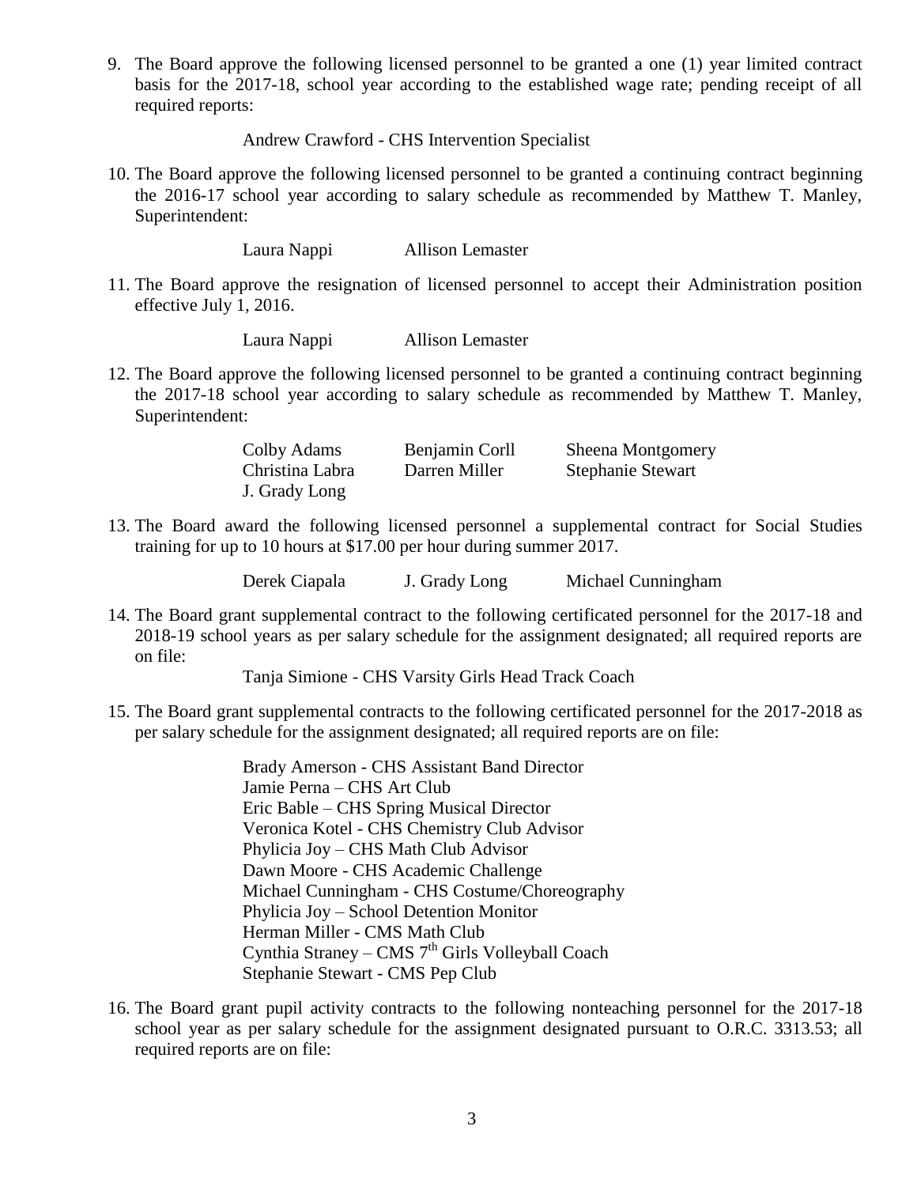9. The Board approve the following licensed personnel to be granted a one (1) year limited contract basis for the 2017-18, school year according to the established wage rate; pending receipt of all required reports:

   Andrew Crawford - CHS Intervention Specialist

10. The Board approve the following licensed personnel to be granted a continuing contract beginning the 2016-17 school year according to salary schedule as recommended by Matthew T. Manley, Superintendent:

    Laura Nappi    Allison Lemaster

11. The Board approve the resignation of licensed personnel to accept their Administration position effective July 1, 2016.

    Laura Nappi    Allison Lemaster

12. The Board approve the following licensed personnel to be granted a continuing contract beginning the 2017-18 school year according to salary schedule as recommended by Matthew T. Manley, Superintendent:

    | | | |
    |---|---|---|
    | Colby Adams | Benjamin Corll | Sheena Montgomery |
    | Christina Labra | Darren Miller | Stephanie Stewart |
    | J. Grady Long | | |

13. The Board award the following licensed personnel a supplemental contract for Social Studies training for up to 10 hours at $17.00 per hour during summer 2017.

    Derek Ciapala    J. Grady Long    Michael Cunningham

14. The Board grant supplemental contract to the following certificated personnel for the 2017-18 and 2018-19 school years as per salary schedule for the assignment designated; all required reports are on file:

    Tanja Simione - CHS Varsity Girls Head Track Coach

15. The Board grant supplemental contracts to the following certificated personnel for the 2017-2018 as per salary schedule for the assignment designated; all required reports are on file:

    Brady Amerson - CHS Assistant Band Director
    Jamie Perna – CHS Art Club
    Eric Bable – CHS Spring Musical Director
    Veronica Kotel - CHS Chemistry Club Advisor
    Phylicia Joy – CHS Math Club Advisor
    Dawn Moore - CHS Academic Challenge
    Michael Cunningham - CHS Costume/Choreography
    Phylicia Joy – School Detention Monitor
    Herman Miller - CMS Math Club
    Cynthia Straney – CMS 7th Girls Volleyball Coach
    Stephanie Stewart - CMS Pep Club

16. The Board grant pupil activity contracts to the following nonteaching personnel for the 2017-18 school year as per salary schedule for the assignment designated pursuant to O.R.C. 3313.53; all required reports are on file: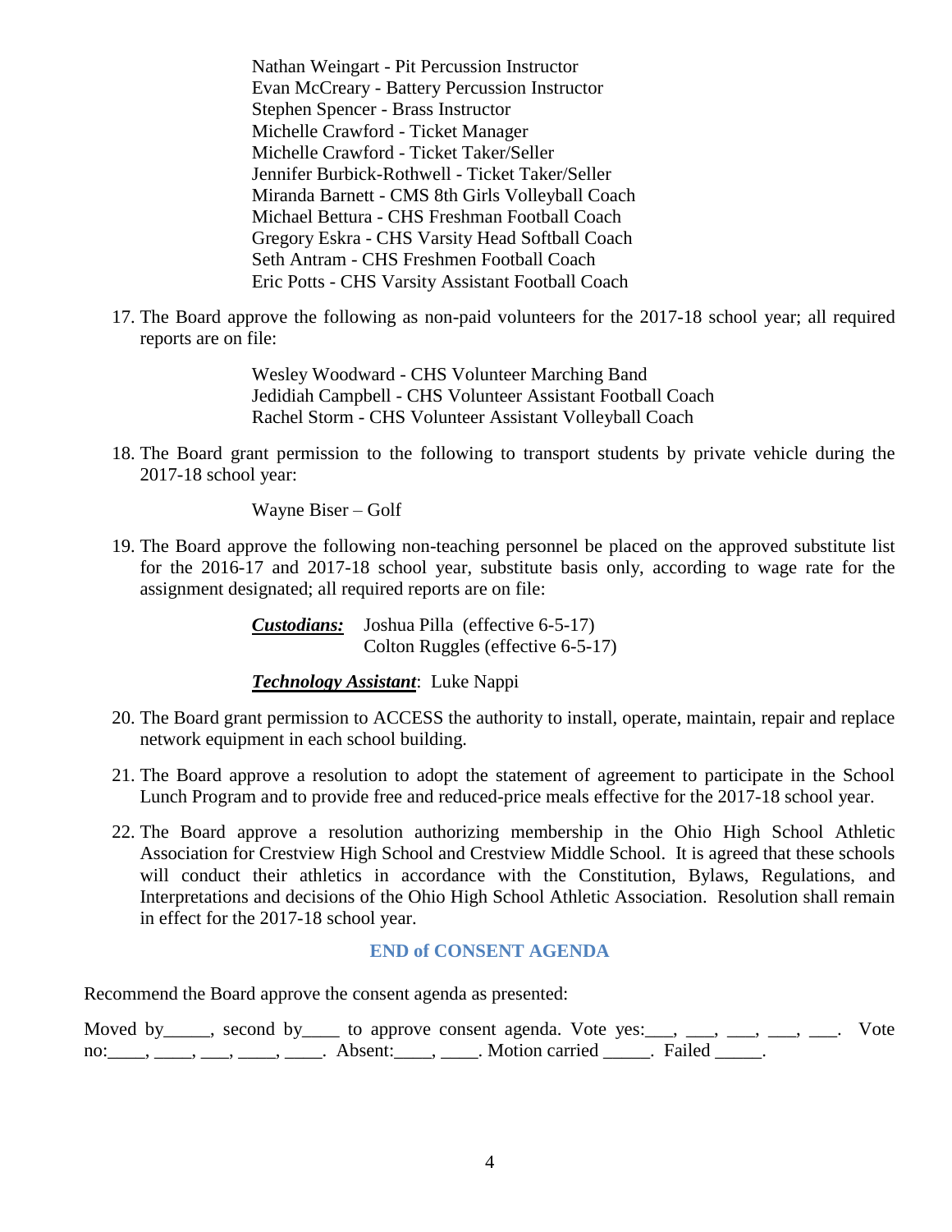Nathan Weingart - Pit Percussion Instructor
Evan McCreary - Battery Percussion Instructor
Stephen Spencer - Brass Instructor
Michelle Crawford - Ticket Manager
Michelle Crawford - Ticket Taker/Seller
Jennifer Burbick-Rothwell - Ticket Taker/Seller
Miranda Barnett - CMS 8th Girls Volleyball Coach
Michael Bettura - CHS Freshman Football Coach
Gregory Eskra - CHS Varsity Head Softball Coach
Seth Antram - CHS Freshmen Football Coach
Eric Potts - CHS Varsity Assistant Football Coach

17. The Board approve the following as non-paid volunteers for the 2017-18 school year; all required reports are on file:

    Wesley Woodward - CHS Volunteer Marching Band
    Jedidiah Campbell - CHS Volunteer Assistant Football Coach
    Rachel Storm - CHS Volunteer Assistant Volleyball Coach

18. The Board grant permission to the following to transport students by private vehicle during the 2017-18 school year:

    Wayne Biser – Golf

19. The Board approve the following non-teaching personnel be placed on the approved substitute list for the 2016-17 and 2017-18 school year, substitute basis only, according to wage rate for the assignment designated; all required reports are on file:

    ***Custodians:*** Joshua Pilla (effective 6-5-17)
    Colton Ruggles (effective 6-5-17)

    ***Technology Assistant***: Luke Nappi

20. The Board grant permission to ACCESS the authority to install, operate, maintain, repair and replace network equipment in each school building.

21. The Board approve a resolution to adopt the statement of agreement to participate in the School Lunch Program and to provide free and reduced-price meals effective for the 2017-18 school year.

22. The Board approve a resolution authorizing membership in the Ohio High School Athletic Association for Crestview High School and Crestview Middle School. It is agreed that these schools will conduct their athletics in accordance with the Constitution, Bylaws, Regulations, and Interpretations and decisions of the Ohio High School Athletic Association. Resolution shall remain in effect for the 2017-18 school year.

**END of CONSENT AGENDA**

Recommend the Board approve the consent agenda as presented:

Moved by_____, second by____ to approve consent agenda. Vote yes:___, ___, ___, ___, ___. Vote no:____, ____, ___, ____, ____. Absent:____, ____. Motion carried _____. Failed _____.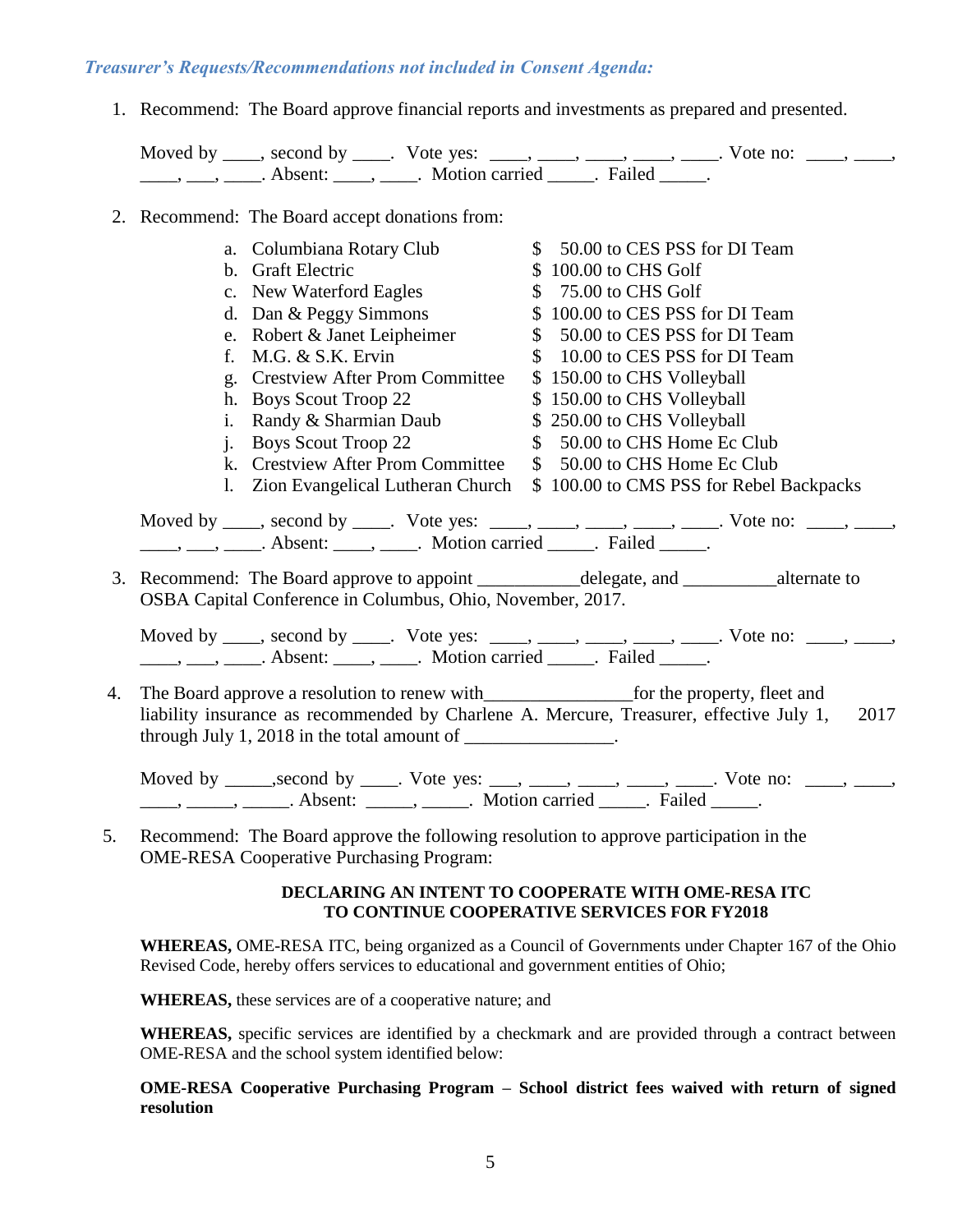*Treasurer's Requests/Recommendations not included in Consent Agenda:*

1. Recommend: The Board approve financial reports and investments as prepared and presented.

   Moved by ____, second by ____. Vote yes: ____, ____, ____, ____, ____. Vote no: ____, ____, ____, ___, ____. Absent: ____, ____. Motion carried _____. Failed _____.

2. Recommend: The Board accept donations from:

   a. Columbiana Rotary Club — $ 50.00 to CES PSS for DI Team
   b. Graft Electric — $ 100.00 to CHS Golf
   c. New Waterford Eagles — $ 75.00 to CHS Golf
   d. Dan & Peggy Simmons — $ 100.00 to CES PSS for DI Team
   e. Robert & Janet Leipheimer — $ 50.00 to CES PSS for DI Team
   f. M.G. & S.K. Ervin — $ 10.00 to CES PSS for DI Team
   g. Crestview After Prom Committee — $ 150.00 to CHS Volleyball
   h. Boys Scout Troop 22 — $ 150.00 to CHS Volleyball
   i. Randy & Sharmian Daub — $ 250.00 to CHS Volleyball
   j. Boys Scout Troop 22 — $ 50.00 to CHS Home Ec Club
   k. Crestview After Prom Committee — $ 50.00 to CHS Home Ec Club
   l. Zion Evangelical Lutheran Church — $ 100.00 to CMS PSS for Rebel Backpacks

   Moved by ____, second by ____. Vote yes: ____, ____, ____, ____, ____. Vote no: ____, ____, ____, ___, ____. Absent: ____, ____. Motion carried _____. Failed _____.

3. Recommend: The Board approve to appoint ___________delegate, and __________alternate to OSBA Capital Conference in Columbus, Ohio, November, 2017.

   Moved by ____, second by ____. Vote yes: ____, ____, ____, ____, ____. Vote no: ____, ____, ____, ___, ____. Absent: ____, ____. Motion carried _____. Failed _____.

4. The Board approve a resolution to renew with________________for the property, fleet and liability insurance as recommended by Charlene A. Mercure, Treasurer, effective July 1, 2017 through July 1, 2018 in the total amount of ________________.

   Moved by _____,second by ____. Vote yes: ___, ____, ____, ____, ____. Vote no: ____, ____, ____, _____, _____. Absent: _____, _____. Motion carried _____. Failed _____.

5. Recommend: The Board approve the following resolution to approve participation in the OME-RESA Cooperative Purchasing Program:

   **DECLARING AN INTENT TO COOPERATE WITH OME-RESA ITC TO CONTINUE COOPERATIVE SERVICES FOR FY2018**

   **WHEREAS,** OME-RESA ITC, being organized as a Council of Governments under Chapter 167 of the Ohio Revised Code, hereby offers services to educational and government entities of Ohio;

   **WHEREAS,** these services are of a cooperative nature; and

   **WHEREAS,** specific services are identified by a checkmark and are provided through a contract between OME-RESA and the school system identified below:

   **OME-RESA Cooperative Purchasing Program – School district fees waived with return of signed resolution**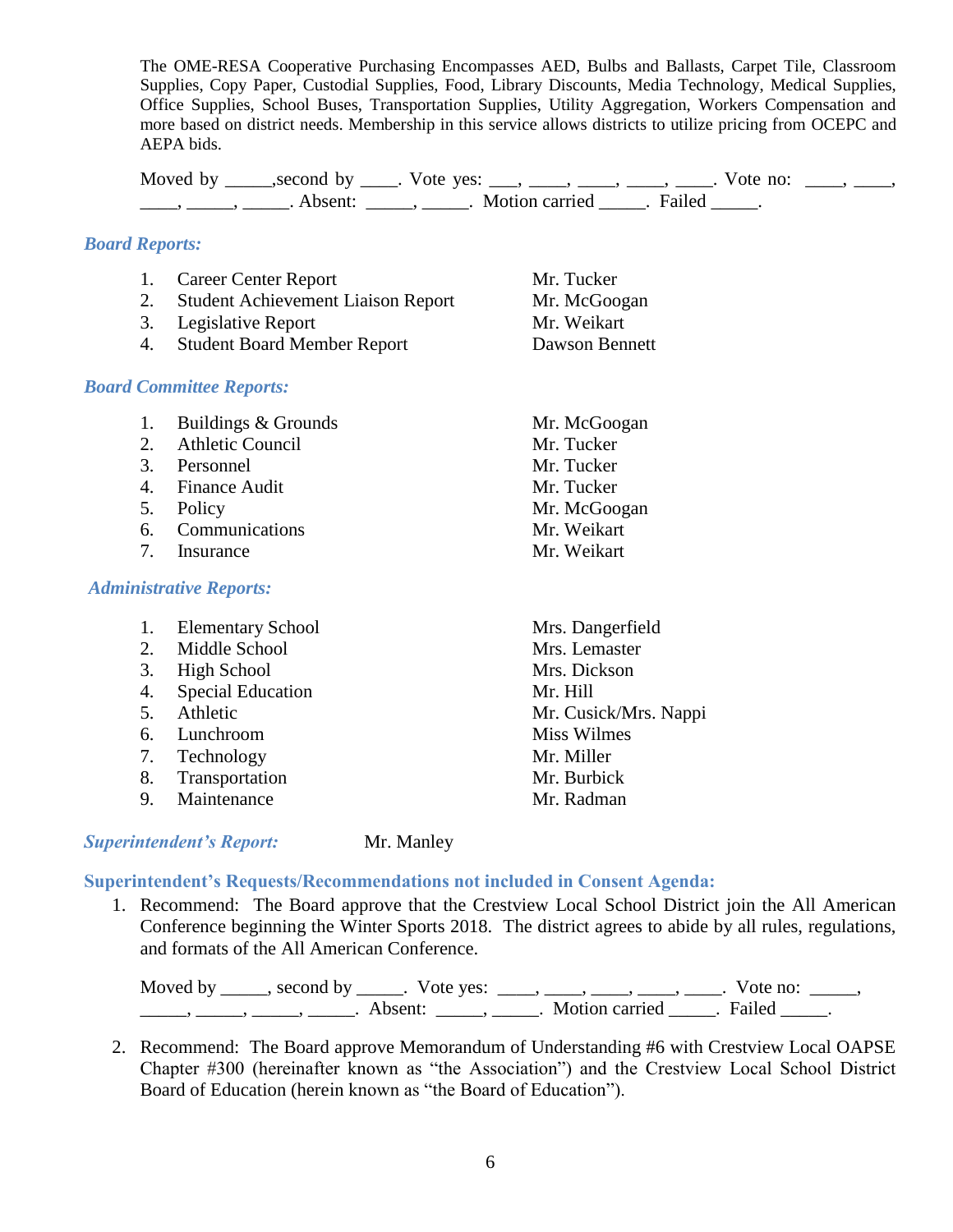The OME-RESA Cooperative Purchasing Encompasses AED, Bulbs and Ballasts, Carpet Tile, Classroom Supplies, Copy Paper, Custodial Supplies, Food, Library Discounts, Media Technology, Medical Supplies, Office Supplies, School Buses, Transportation Supplies, Utility Aggregation, Workers Compensation and more based on district needs. Membership in this service allows districts to utilize pricing from OCEPC and AEPA bids.

Moved by _____,second by ____. Vote yes: ___, ____, ____, ____, ____. Vote no: ____, ____, ____, _____, _____. Absent: _____, _____. Motion carried _____. Failed _____.

### *Board Reports:*

| | | |
|---|---|---|
| 1. | Career Center Report | Mr. Tucker |
| 2. | Student Achievement Liaison Report | Mr. McGoogan |
| 3. | Legislative Report | Mr. Weikart |
| 4. | Student Board Member Report | Dawson Bennett |

### *Board Committee Reports:*

| | | |
|---|---|---|
| 1. | Buildings & Grounds | Mr. McGoogan |
| 2. | Athletic Council | Mr. Tucker |
| 3. | Personnel | Mr. Tucker |
| 4. | Finance Audit | Mr. Tucker |
| 5. | Policy | Mr. McGoogan |
| 6. | Communications | Mr. Weikart |
| 7. | Insurance | Mr. Weikart |

### *Administrative Reports:*

| | | |
|---|---|---|
| 1. | Elementary School | Mrs. Dangerfield |
| 2. | Middle School | Mrs. Lemaster |
| 3. | High School | Mrs. Dickson |
| 4. | Special Education | Mr. Hill |
| 5. | Athletic | Mr. Cusick/Mrs. Nappi |
| 6. | Lunchroom | Miss Wilmes |
| 7. | Technology | Mr. Miller |
| 8. | Transportation | Mr. Burbick |
| 9. | Maintenance | Mr. Radman |

### *Superintendent's Report:* Mr. Manley

### Superintendent's Requests/Recommendations not included in Consent Agenda:

1. Recommend: The Board approve that the Crestview Local School District join the All American Conference beginning the Winter Sports 2018. The district agrees to abide by all rules, regulations, and formats of the All American Conference.

   Moved by _____, second by _____. Vote yes: ____, ____, ____, ____, ____. Vote no: _____, _____, _____, _____, _____. Absent: _____, _____. Motion carried _____. Failed _____.

2. Recommend: The Board approve Memorandum of Understanding #6 with Crestview Local OAPSE Chapter #300 (hereinafter known as "the Association") and the Crestview Local School District Board of Education (herein known as "the Board of Education").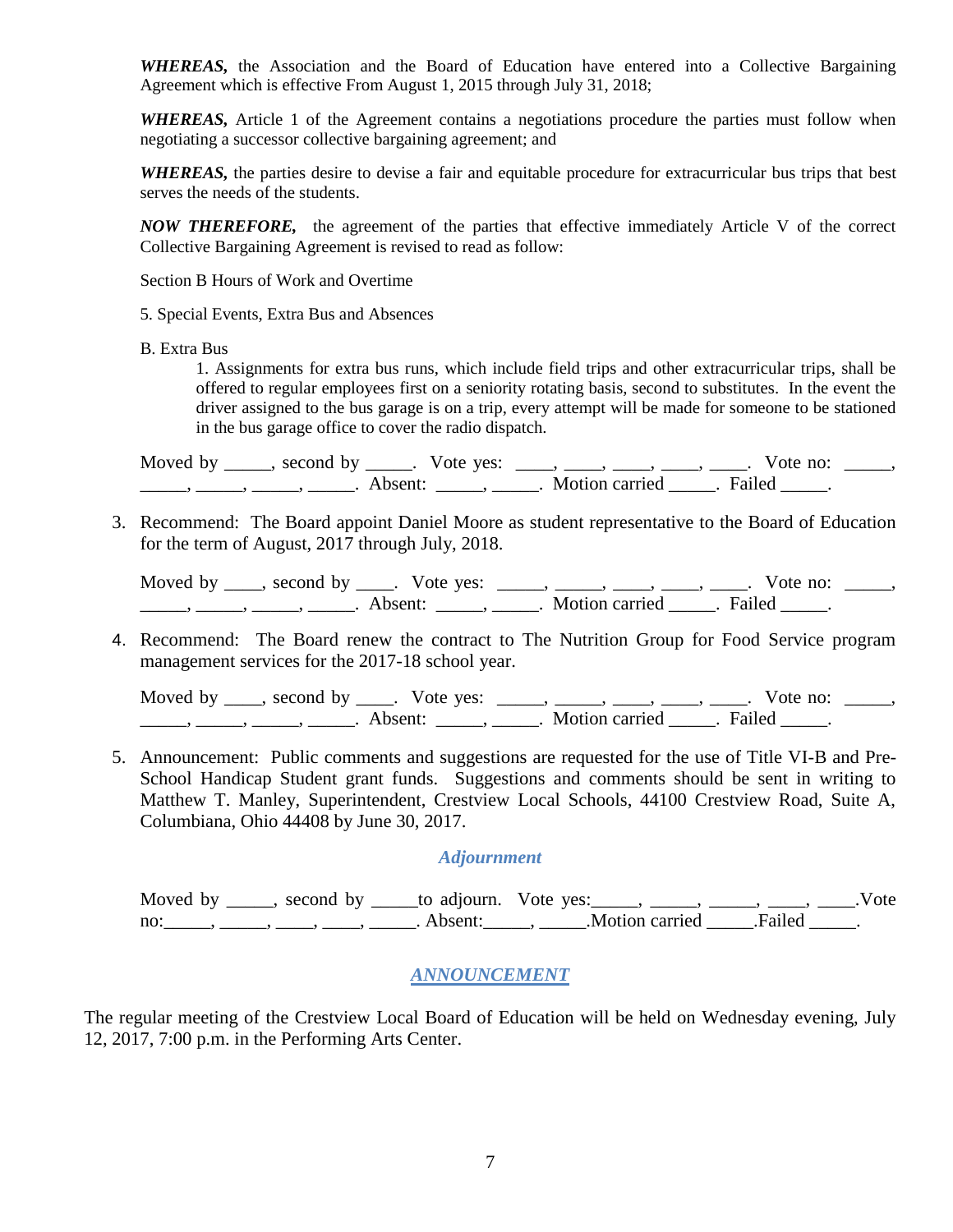***WHEREAS,*** the Association and the Board of Education have entered into a Collective Bargaining Agreement which is effective From August 1, 2015 through July 31, 2018;

***WHEREAS,*** Article 1 of the Agreement contains a negotiations procedure the parties must follow when negotiating a successor collective bargaining agreement; and

***WHEREAS,*** the parties desire to devise a fair and equitable procedure for extracurricular bus trips that best serves the needs of the students.

***NOW THEREFORE,*** the agreement of the parties that effective immediately Article V of the correct Collective Bargaining Agreement is revised to read as follow:

Section B Hours of Work and Overtime

5. Special Events, Extra Bus and Absences

B. Extra Bus

1. Assignments for extra bus runs, which include field trips and other extracurricular trips, shall be offered to regular employees first on a seniority rotating basis, second to substitutes. In the event the driver assigned to the bus garage is on a trip, every attempt will be made for someone to be stationed in the bus garage office to cover the radio dispatch.

Moved by _____, second by _____. Vote yes: ____, ____, ____, ____, ____. Vote no: _____, _____, _____, _____, _____. Absent: _____, _____. Motion carried _____. Failed _____.

3. Recommend: The Board appoint Daniel Moore as student representative to the Board of Education for the term of August, 2017 through July, 2018.

   Moved by ____, second by ____. Vote yes: _____, _____, ____, ____, ____. Vote no: _____, _____, _____, _____, _____. Absent: _____, _____. Motion carried _____. Failed _____.

4. Recommend: The Board renew the contract to The Nutrition Group for Food Service program management services for the 2017-18 school year.

   Moved by ____, second by ____. Vote yes: _____, _____, ____, ____, ____. Vote no: _____, _____, _____, _____, _____. Absent: _____, _____. Motion carried _____. Failed _____.

5. Announcement: Public comments and suggestions are requested for the use of Title VI-B and Pre-School Handicap Student grant funds. Suggestions and comments should be sent in writing to Matthew T. Manley, Superintendent, Crestview Local Schools, 44100 Crestview Road, Suite A, Columbiana, Ohio 44408 by June 30, 2017.

## *Adjournment*

Moved by _____, second by _____to adjourn. Vote yes:_____, _____, _____, ____, ____.Vote no:_____, _____, ____, ____, _____. Absent:_____, _____.Motion carried _____.Failed _____.

## ***ANNOUNCEMENT***

The regular meeting of the Crestview Local Board of Education will be held on Wednesday evening, July 12, 2017, 7:00 p.m. in the Performing Arts Center.